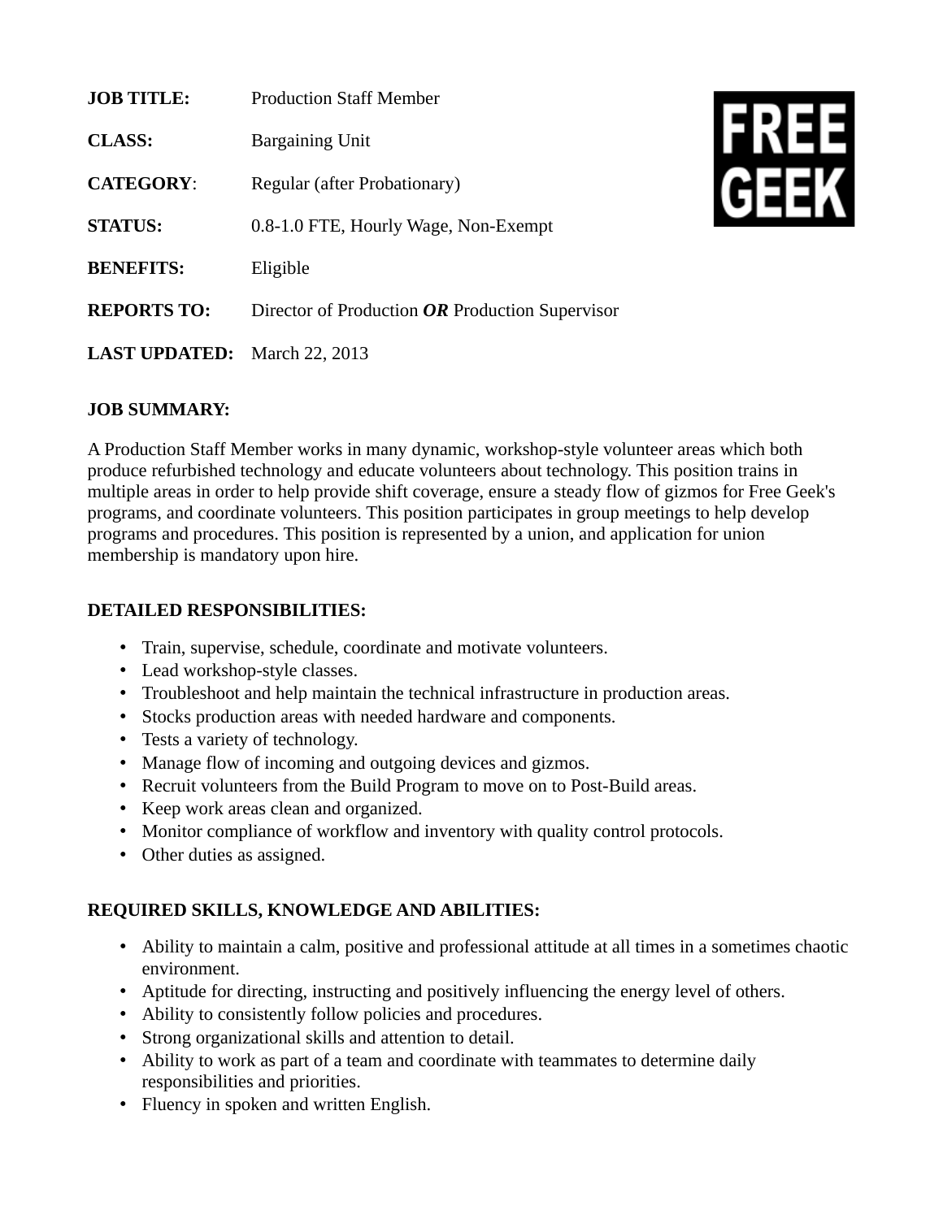**JOB TITLE:** Production Staff Member

**CLASS:** Bargaining Unit

**CATEGORY**: Regular (after Probationary)

**STATUS:** 0.8-1.0 FTE, Hourly Wage, Non-Exempt

**BENEFITS:** Eligible

**REPORTS TO:** Director of Production ***OR*** Production Supervisor

**LAST UPDATED:** March 22, 2013

FREE GEEK

**JOB SUMMARY:**

A Production Staff Member works in many dynamic, workshop-style volunteer areas which both produce refurbished technology and educate volunteers about technology. This position trains in multiple areas in order to help provide shift coverage, ensure a steady flow of gizmos for Free Geek's programs, and coordinate volunteers. This position participates in group meetings to help develop programs and procedures. This position is represented by a union, and application for union membership is mandatory upon hire.

**DETAILED RESPONSIBILITIES:**

- Train, supervise, schedule, coordinate and motivate volunteers.
- Lead workshop-style classes.
- Troubleshoot and help maintain the technical infrastructure in production areas.
- Stocks production areas with needed hardware and components.
- Tests a variety of technology.
- Manage flow of incoming and outgoing devices and gizmos.
- Recruit volunteers from the Build Program to move on to Post-Build areas.
- Keep work areas clean and organized.
- Monitor compliance of workflow and inventory with quality control protocols.
- Other duties as assigned.

**REQUIRED SKILLS, KNOWLEDGE AND ABILITIES:**

- Ability to maintain a calm, positive and professional attitude at all times in a sometimes chaotic environment.
- Aptitude for directing, instructing and positively influencing the energy level of others.
- Ability to consistently follow policies and procedures.
- Strong organizational skills and attention to detail.
- Ability to work as part of a team and coordinate with teammates to determine daily responsibilities and priorities.
- Fluency in spoken and written English.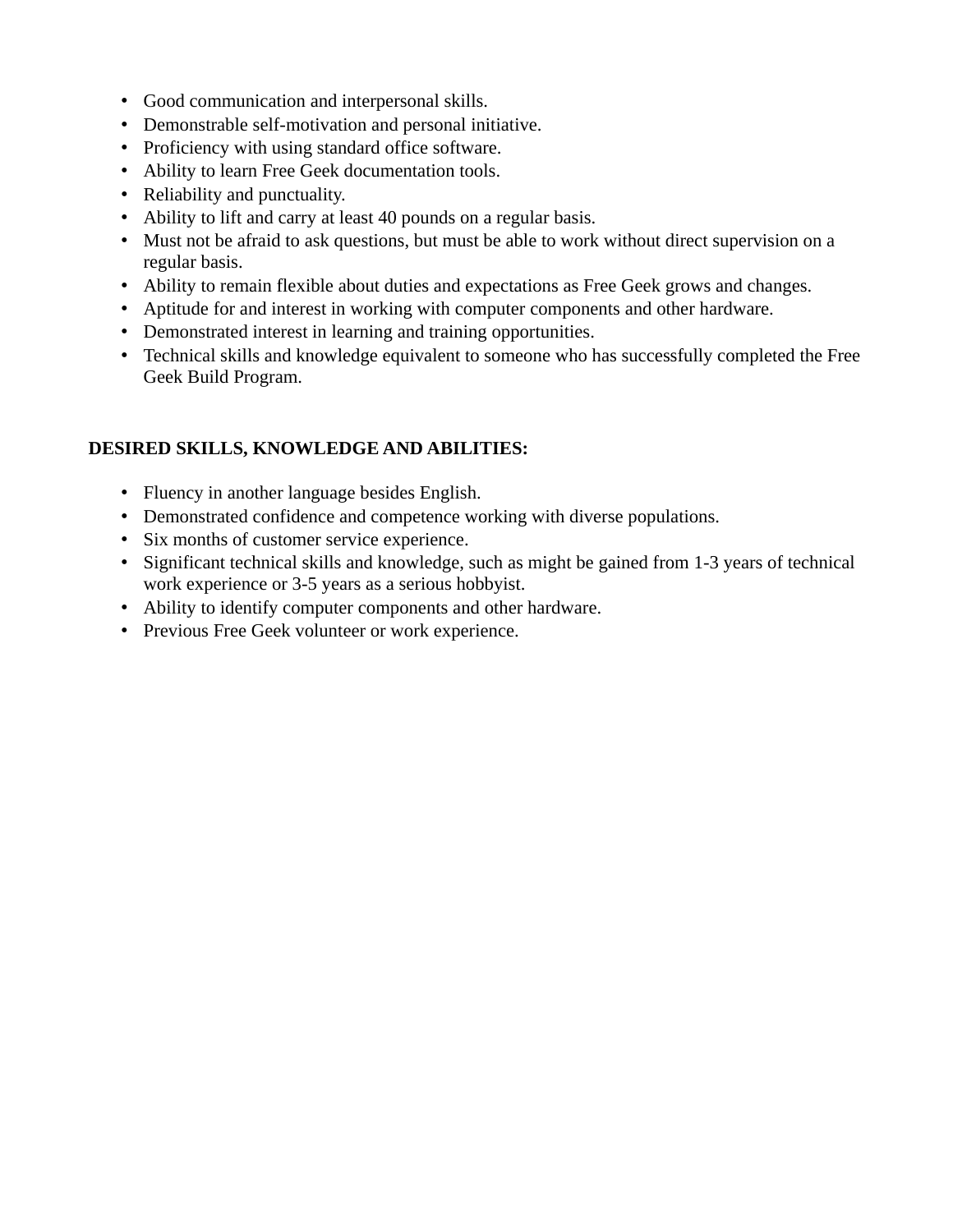- Good communication and interpersonal skills.
- Demonstrable self-motivation and personal initiative.
- Proficiency with using standard office software.
- Ability to learn Free Geek documentation tools.
- Reliability and punctuality.
- Ability to lift and carry at least 40 pounds on a regular basis.
- Must not be afraid to ask questions, but must be able to work without direct supervision on a regular basis.
- Ability to remain flexible about duties and expectations as Free Geek grows and changes.
- Aptitude for and interest in working with computer components and other hardware.
- Demonstrated interest in learning and training opportunities.
- Technical skills and knowledge equivalent to someone who has successfully completed the Free Geek Build Program.

**DESIRED SKILLS, KNOWLEDGE AND ABILITIES:**

- Fluency in another language besides English.
- Demonstrated confidence and competence working with diverse populations.
- Six months of customer service experience.
- Significant technical skills and knowledge, such as might be gained from 1-3 years of technical work experience or 3-5 years as a serious hobbyist.
- Ability to identify computer components and other hardware.
- Previous Free Geek volunteer or work experience.